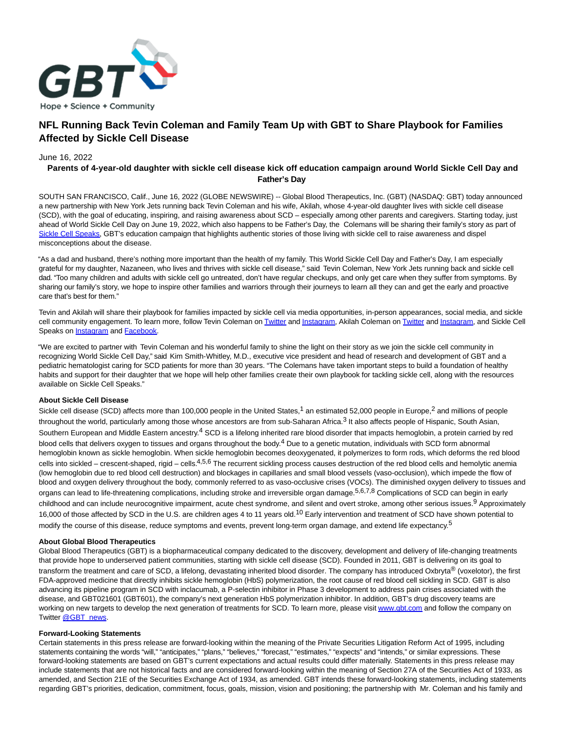GBT

Hope + Science + Community

# NFL Running Back Tevin Coleman and Family Team Up with GBT to Share Playbook for Families Affected by Sickle Cell Disease

June 16, 2022

**Parents of 4-year-old daughter with sickle cell disease kick off education campaign around World Sickle Cell Day and Father's Day**

SOUTH SAN FRANCISCO, Calif., June 16, 2022 (GLOBE NEWSWIRE) -- Global Blood Therapeutics, Inc. (GBT) (NASDAQ: GBT) today announced a new partnership with New York Jets running back Tevin Coleman and his wife, Akilah, whose 4-year-old daughter lives with sickle cell disease (SCD), with the goal of educating, inspiring, and raising awareness about SCD – especially among other parents and caregivers. Starting today, just ahead of World Sickle Cell Day on June 19, 2022, which also happens to be Father's Day, the Colemans will be sharing their family's story as part of Sickle Cell Speaks, GBT's education campaign that highlights authentic stories of those living with sickle cell to raise awareness and dispel misconceptions about the disease.

"As a dad and husband, there's nothing more important than the health of my family. This World Sickle Cell Day and Father's Day, I am especially grateful for my daughter, Nazaneen, who lives and thrives with sickle cell disease," said Tevin Coleman, New York Jets running back and sickle cell dad. "Too many children and adults with sickle cell go untreated, don't have regular checkups, and only get care when they suffer from symptoms. By sharing our family's story, we hope to inspire other families and warriors through their journeys to learn all they can and get the early and proactive care that's best for them."

Tevin and Akilah will share their playbook for families impacted by sickle cell via media opportunities, in-person appearances, social media, and sickle cell community engagement. To learn more, follow Tevin Coleman on Twitter and Instagram, Akilah Coleman on Twitter and Instagram, and Sickle Cell Speaks on Instagram and Facebook.

"We are excited to partner with Tevin Coleman and his wonderful family to shine the light on their story as we join the sickle cell community in recognizing World Sickle Cell Day," said Kim Smith-Whitley, M.D., executive vice president and head of research and development of GBT and a pediatric hematologist caring for SCD patients for more than 30 years. "The Colemans have taken important steps to build a foundation of healthy habits and support for their daughter that we hope will help other families create their own playbook for tackling sickle cell, along with the resources available on Sickle Cell Speaks."

**About Sickle Cell Disease**

Sickle cell disease (SCD) affects more than 100,000 people in the United States,[1] an estimated 52,000 people in Europe,[2] and millions of people throughout the world, particularly among those whose ancestors are from sub-Saharan Africa.[3] It also affects people of Hispanic, South Asian, Southern European and Middle Eastern ancestry.[4] SCD is a lifelong inherited rare blood disorder that impacts hemoglobin, a protein carried by red blood cells that delivers oxygen to tissues and organs throughout the body.[4] Due to a genetic mutation, individuals with SCD form abnormal hemoglobin known as sickle hemoglobin. When sickle hemoglobin becomes deoxygenated, it polymerizes to form rods, which deforms the red blood cells into sickled – crescent-shaped, rigid – cells.[4,5,6] The recurrent sickling process causes destruction of the red blood cells and hemolytic anemia (low hemoglobin due to red blood cell destruction) and blockages in capillaries and small blood vessels (vaso-occlusion), which impede the flow of blood and oxygen delivery throughout the body, commonly referred to as vaso-occlusive crises (VOCs). The diminished oxygen delivery to tissues and organs can lead to life-threatening complications, including stroke and irreversible organ damage.[5,6,7,8] Complications of SCD can begin in early childhood and can include neurocognitive impairment, acute chest syndrome, and silent and overt stroke, among other serious issues.[9] Approximately 16,000 of those affected by SCD in the U.S. are children ages 4 to 11 years old.[10] Early intervention and treatment of SCD have shown potential to modify the course of this disease, reduce symptoms and events, prevent long-term organ damage, and extend life expectancy.[5]

**About Global Blood Therapeutics**

Global Blood Therapeutics (GBT) is a biopharmaceutical company dedicated to the discovery, development and delivery of life-changing treatments that provide hope to underserved patient communities, starting with sickle cell disease (SCD). Founded in 2011, GBT is delivering on its goal to transform the treatment and care of SCD, a lifelong, devastating inherited blood disorder. The company has introduced Oxbryta® (voxelotor), the first FDA-approved medicine that directly inhibits sickle hemoglobin (HbS) polymerization, the root cause of red blood cell sickling in SCD. GBT is also advancing its pipeline program in SCD with inclacumab, a P-selectin inhibitor in Phase 3 development to address pain crises associated with the disease, and GBT021601 (GBT601), the company's next generation HbS polymerization inhibitor. In addition, GBT's drug discovery teams are working on new targets to develop the next generation of treatments for SCD. To learn more, please visit www.gbt.com and follow the company on Twitter @GBT_news.

**Forward-Looking Statements**

Certain statements in this press release are forward-looking within the meaning of the Private Securities Litigation Reform Act of 1995, including statements containing the words "will," "anticipates," "plans," "believes," "forecast," "estimates," "expects" and "intends," or similar expressions. These forward-looking statements are based on GBT's current expectations and actual results could differ materially. Statements in this press release may include statements that are not historical facts and are considered forward-looking within the meaning of Section 27A of the Securities Act of 1933, as amended, and Section 21E of the Securities Exchange Act of 1934, as amended. GBT intends these forward-looking statements, including statements regarding GBT's priorities, dedication, commitment, focus, goals, mission, vision and positioning; the partnership with Mr. Coleman and his family and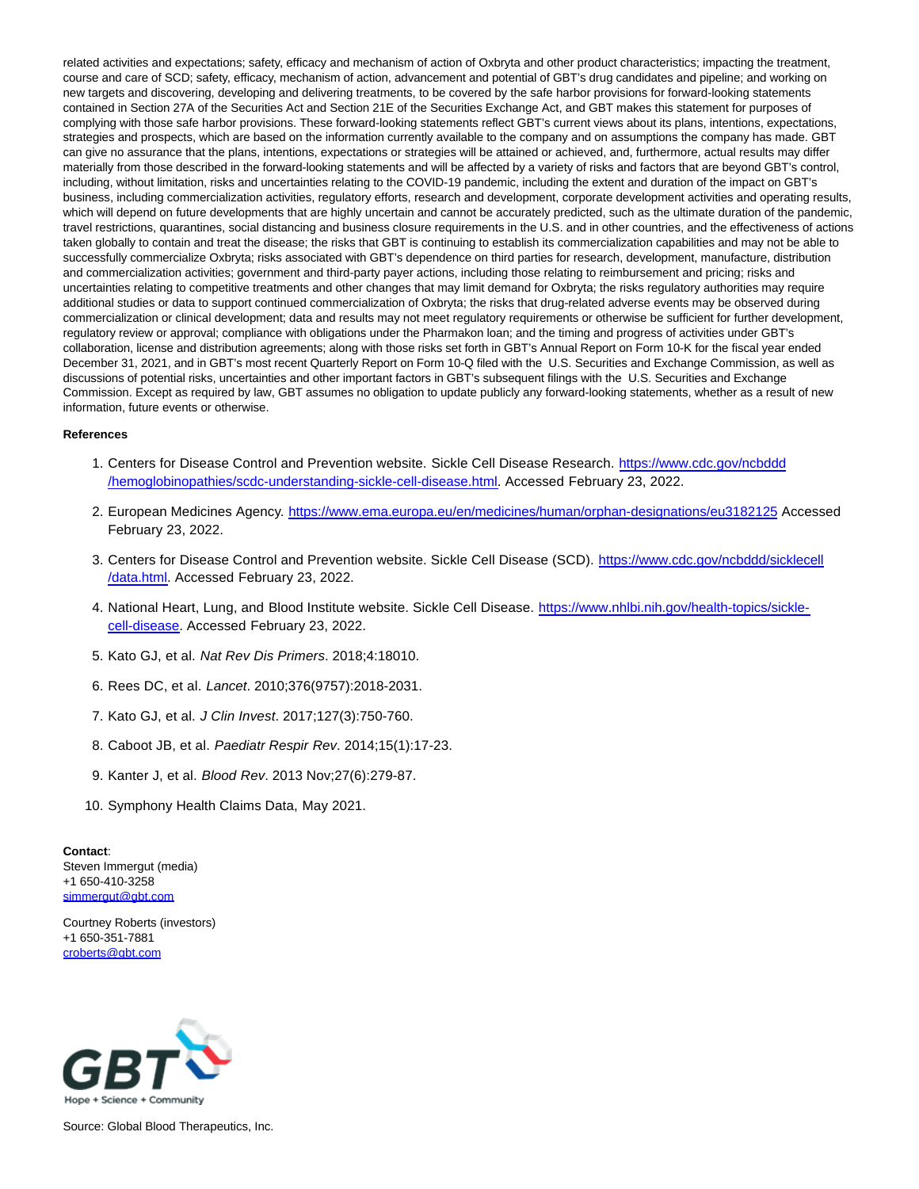related activities and expectations; safety, efficacy and mechanism of action of Oxbryta and other product characteristics; impacting the treatment, course and care of SCD; safety, efficacy, mechanism of action, advancement and potential of GBT's drug candidates and pipeline; and working on new targets and discovering, developing and delivering treatments, to be covered by the safe harbor provisions for forward-looking statements contained in Section 27A of the Securities Act and Section 21E of the Securities Exchange Act, and GBT makes this statement for purposes of complying with those safe harbor provisions. These forward-looking statements reflect GBT's current views about its plans, intentions, expectations, strategies and prospects, which are based on the information currently available to the company and on assumptions the company has made. GBT can give no assurance that the plans, intentions, expectations or strategies will be attained or achieved, and, furthermore, actual results may differ materially from those described in the forward-looking statements and will be affected by a variety of risks and factors that are beyond GBT's control, including, without limitation, risks and uncertainties relating to the COVID-19 pandemic, including the extent and duration of the impact on GBT's business, including commercialization activities, regulatory efforts, research and development, corporate development activities and operating results, which will depend on future developments that are highly uncertain and cannot be accurately predicted, such as the ultimate duration of the pandemic, travel restrictions, quarantines, social distancing and business closure requirements in the U.S. and in other countries, and the effectiveness of actions taken globally to contain and treat the disease; the risks that GBT is continuing to establish its commercialization capabilities and may not be able to successfully commercialize Oxbryta; risks associated with GBT's dependence on third parties for research, development, manufacture, distribution and commercialization activities; government and third-party payer actions, including those relating to reimbursement and pricing; risks and uncertainties relating to competitive treatments and other changes that may limit demand for Oxbryta; the risks regulatory authorities may require additional studies or data to support continued commercialization of Oxbryta; the risks that drug-related adverse events may be observed during commercialization or clinical development; data and results may not meet regulatory requirements or otherwise be sufficient for further development, regulatory review or approval; compliance with obligations under the Pharmakon loan; and the timing and progress of activities under GBT's collaboration, license and distribution agreements; along with those risks set forth in GBT's Annual Report on Form 10-K for the fiscal year ended December 31, 2021, and in GBT's most recent Quarterly Report on Form 10-Q filed with the U.S. Securities and Exchange Commission, as well as discussions of potential risks, uncertainties and other important factors in GBT's subsequent filings with the U.S. Securities and Exchange Commission. Except as required by law, GBT assumes no obligation to update publicly any forward-looking statements, whether as a result of new information, future events or otherwise.

**References**

1. Centers for Disease Control and Prevention website. Sickle Cell Disease Research. https://www.cdc.gov/ncbddd/hemoglobinopathies/scdc-understanding-sickle-cell-disease.html. Accessed February 23, 2022.
2. European Medicines Agency. https://www.ema.europa.eu/en/medicines/human/orphan-designations/eu3182125 Accessed February 23, 2022.
3. Centers for Disease Control and Prevention website. Sickle Cell Disease (SCD). https://www.cdc.gov/ncbddd/sicklecell/data.html. Accessed February 23, 2022.
4. National Heart, Lung, and Blood Institute website. Sickle Cell Disease. https://www.nhlbi.nih.gov/health-topics/sickle-cell-disease. Accessed February 23, 2022.
5. Kato GJ, et al. *Nat Rev Dis Primers*. 2018;4:18010.
6. Rees DC, et al. *Lancet*. 2010;376(9757):2018-2031.
7. Kato GJ, et al. *J Clin Invest*. 2017;127(3):750-760.
8. Caboot JB, et al. *Paediatr Respir Rev*. 2014;15(1):17-23.
9. Kanter J, et al. *Blood Rev*. 2013 Nov;27(6):279-87.
10. Symphony Health Claims Data, May 2021.

**Contact**:
Steven Immergut (media)
+1 650-410-3258
simmergut@gbt.com

Courtney Roberts (investors)
+1 650-351-7881
croberts@gbt.com

GBT
Hope + Science + Community

Source: Global Blood Therapeutics, Inc.